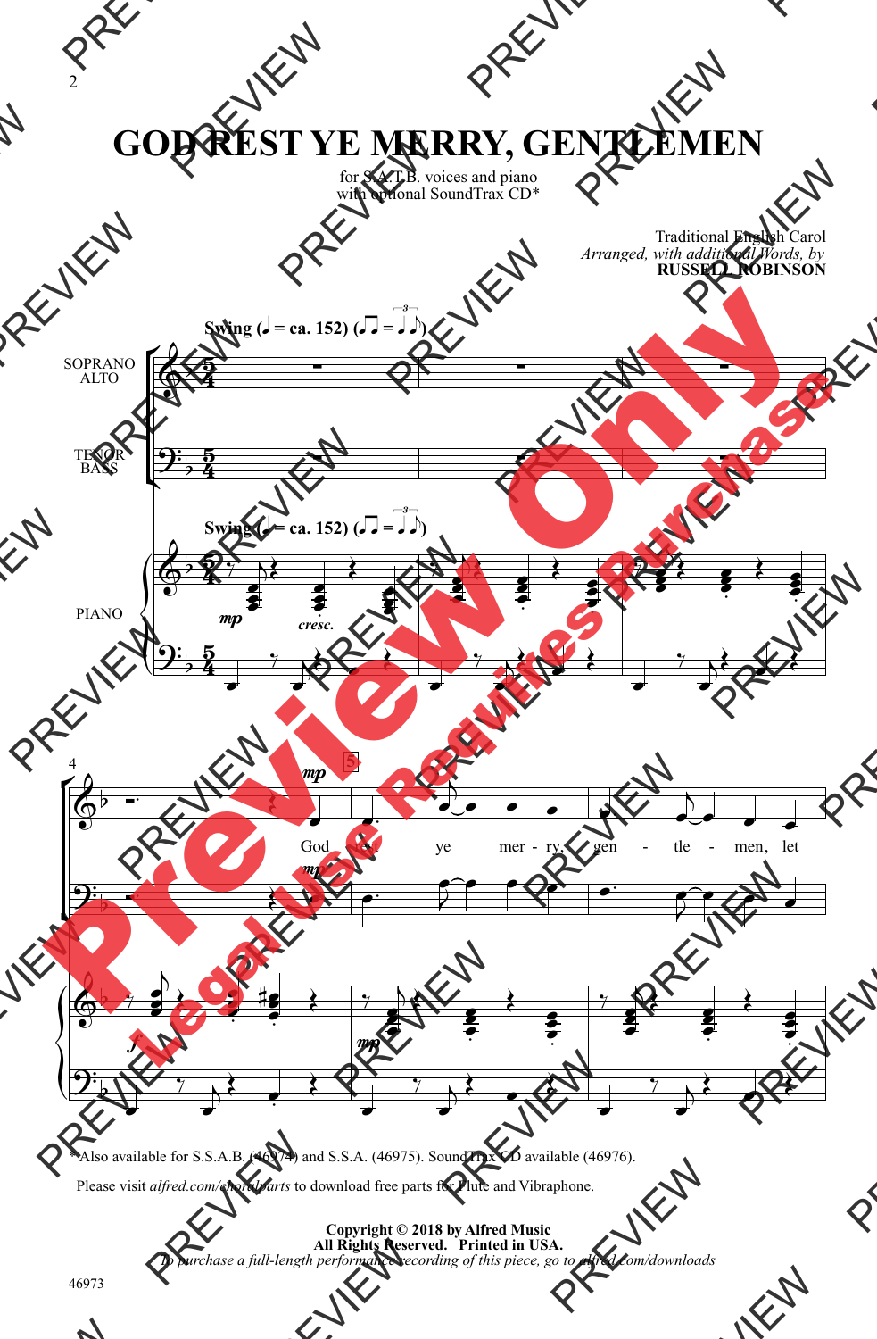# GOD REST YE MERRY, GENTLEMEN

for S.A.T.B. voices and piano
with optional SoundTrax CD*

Traditional English Carol
*Arranged, with additional Words, by*
**RUSSELL ROBINSON**

Swing (♩ = ca. 152)

SOPRANO ALTO

TENOR BASS

PIANO

God rest ye merry, gentlemen, let

*Also available for S.S.A.B. (46974) and S.S.A. (46975). SoundTrax CD available (46976).

Please visit *alfred.com/choralparts* to download free parts for Flute and Vibraphone.

**Copyright © 2018 by Alfred Music**
**All Rights Reserved. Printed in USA.**
*To purchase a full-length performance recording of this piece, go to alfred.com/downloads*

46973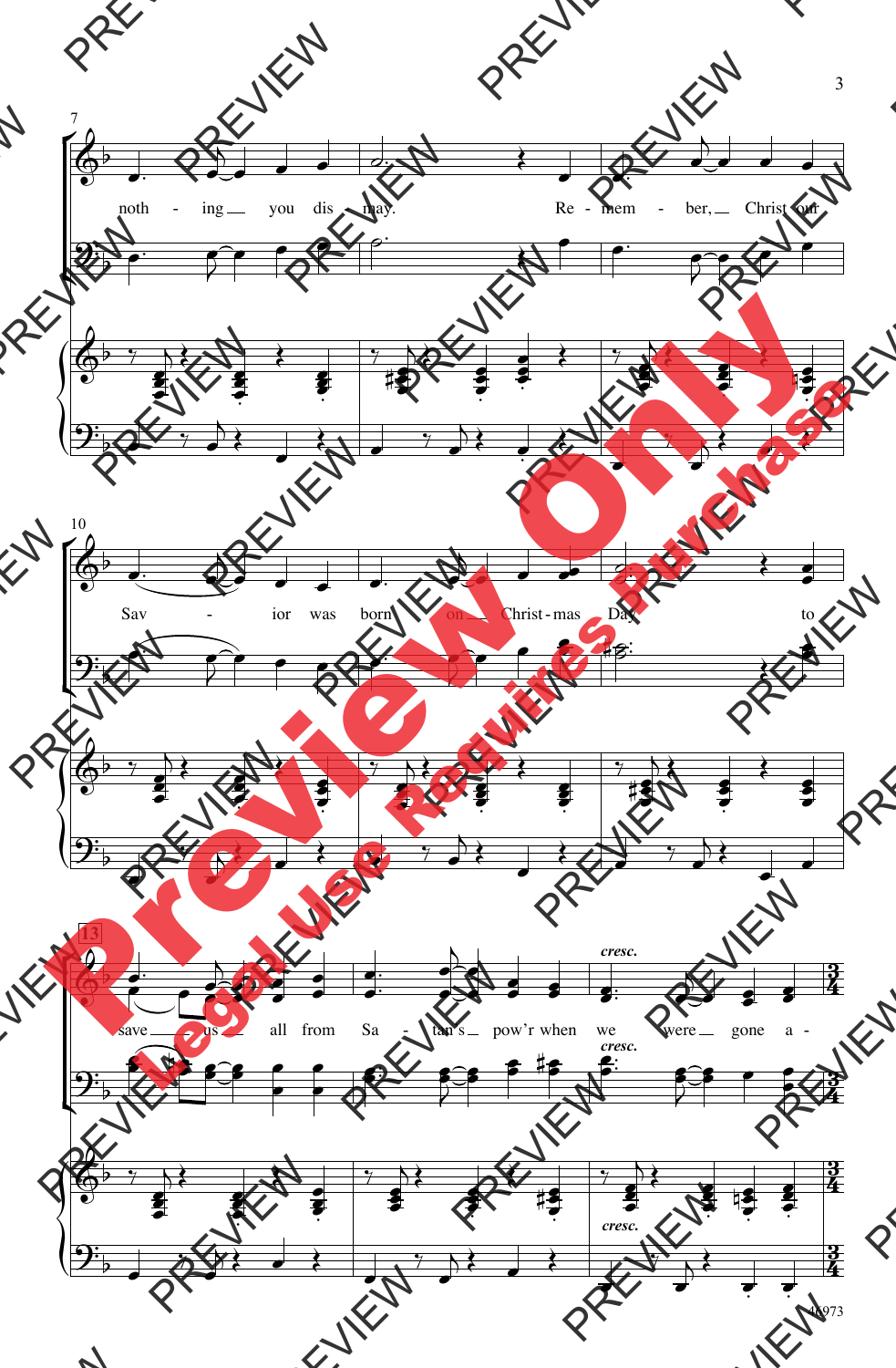noth - ing you dis - may. Re - mem - ber, Christ our

Sav - ior was born on Christ - mas Day to

save us all from Sa - tan's pow'r when we were gone a -

*cresc.*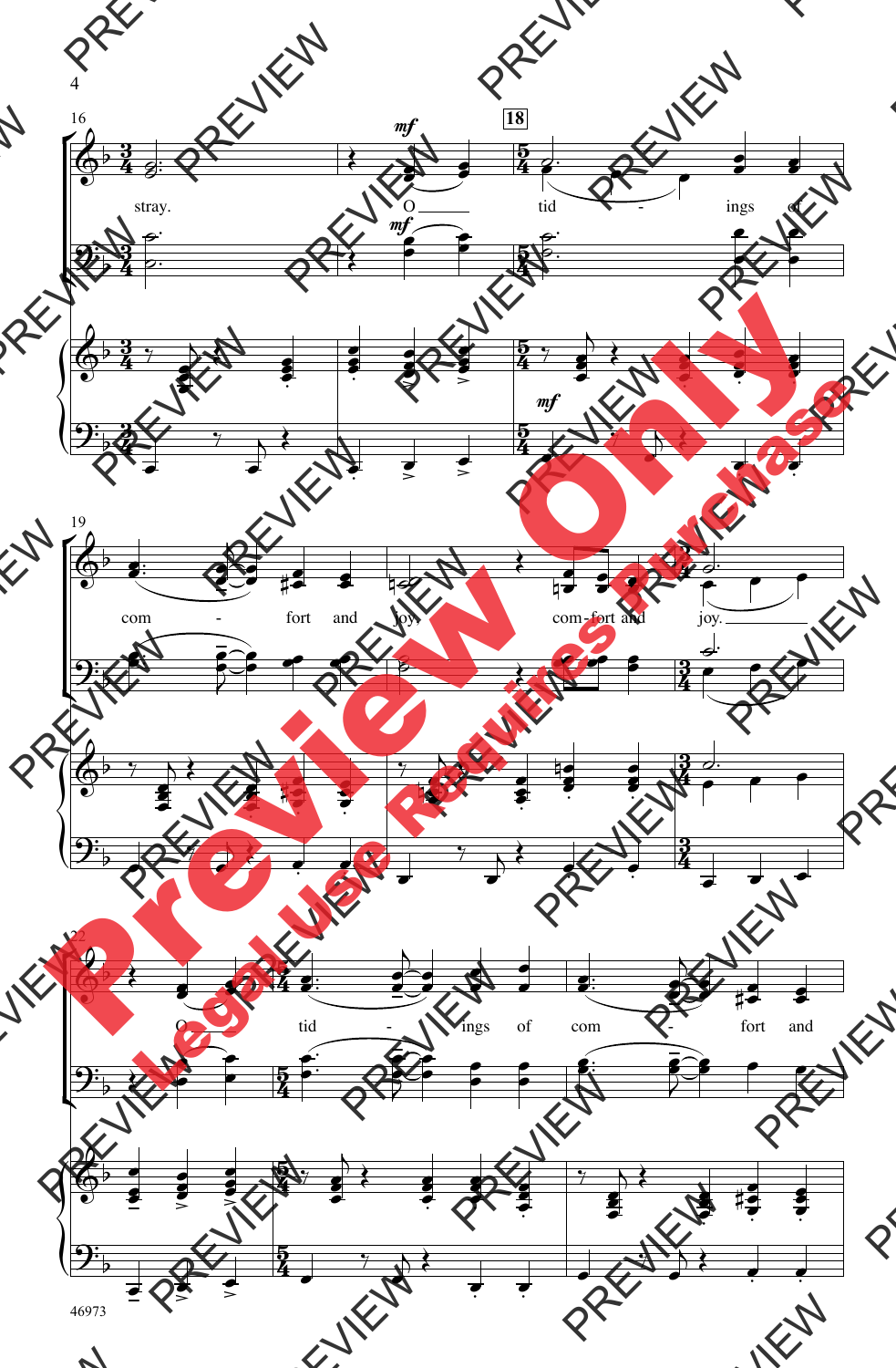stray. O tid - ings of

com - fort and joy, com - fort and joy.

O tid - ings of com - fort and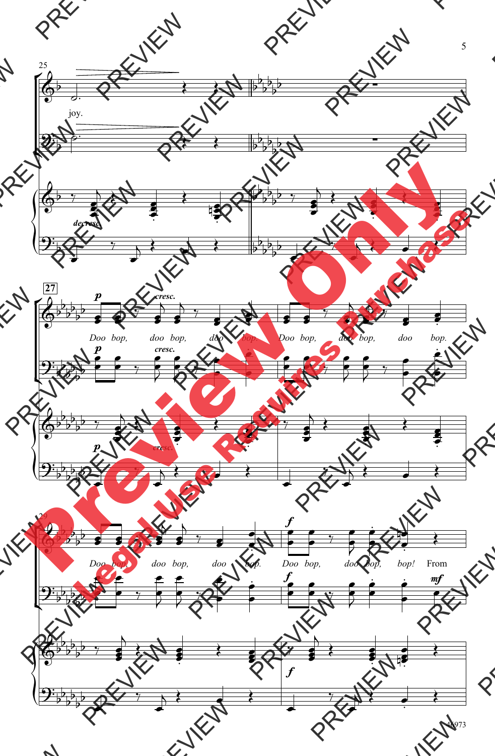joy.

decresc.

Doo bop, doo bop, doo bop. Doo bop, doo bop, doo bop.

Doo bop, doo bop, doo bop. Doo bop, doo bop, bop! From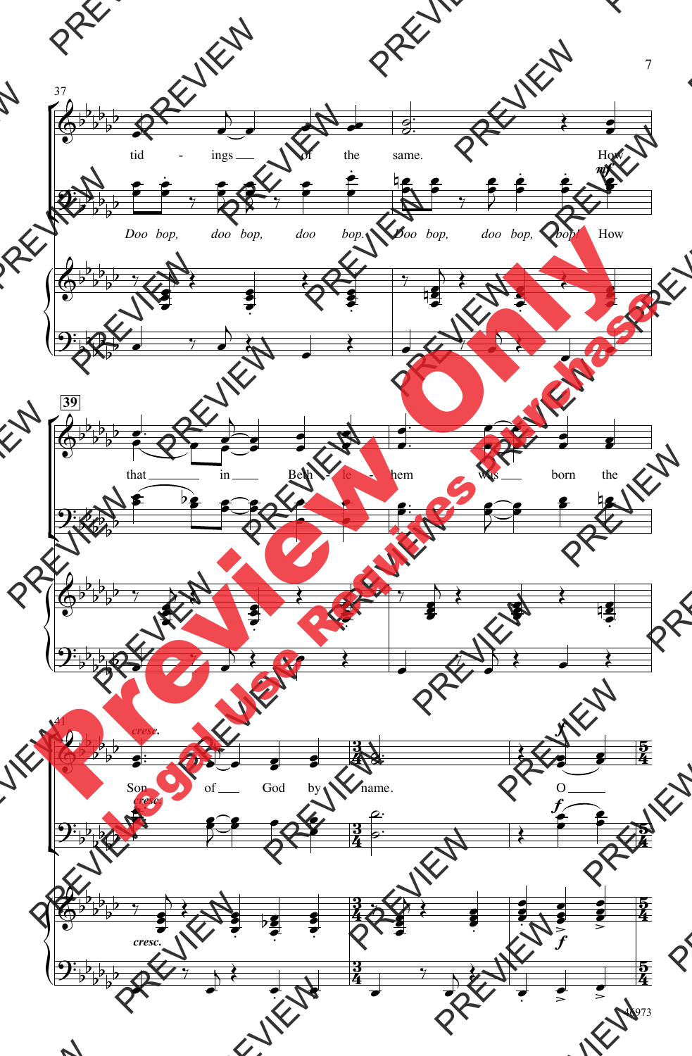tid - ings of the same. How

*Doo bop, doo bop, doo bop. Doo bop, doo bop, doo bop!* How

that in Beth - le - hem was born the

Son of God by name. O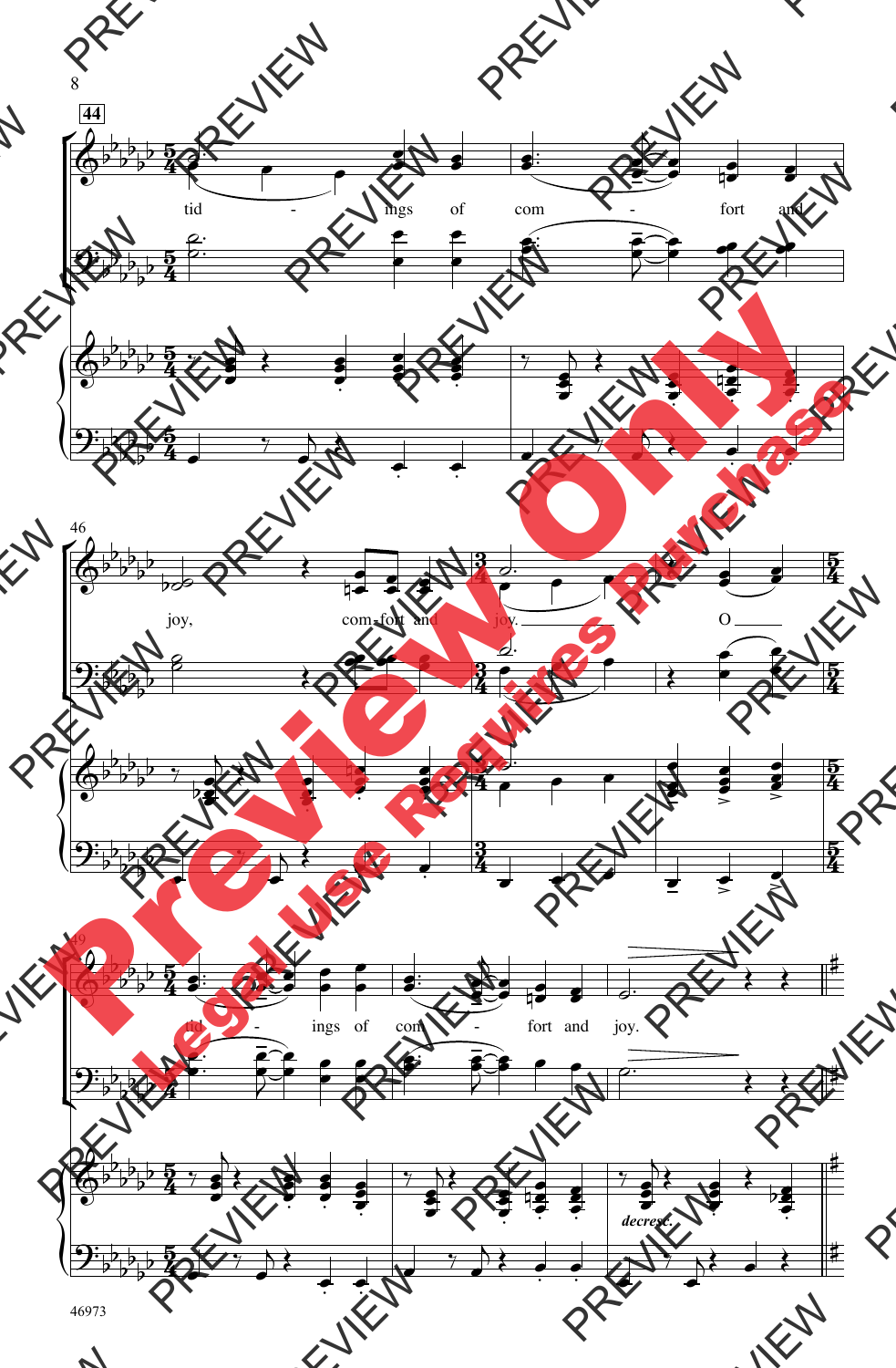44

tid - ings of com - fort and

46

joy, com - fort and joy. O

49

tid - ings of com - fort and joy.

*decresc.*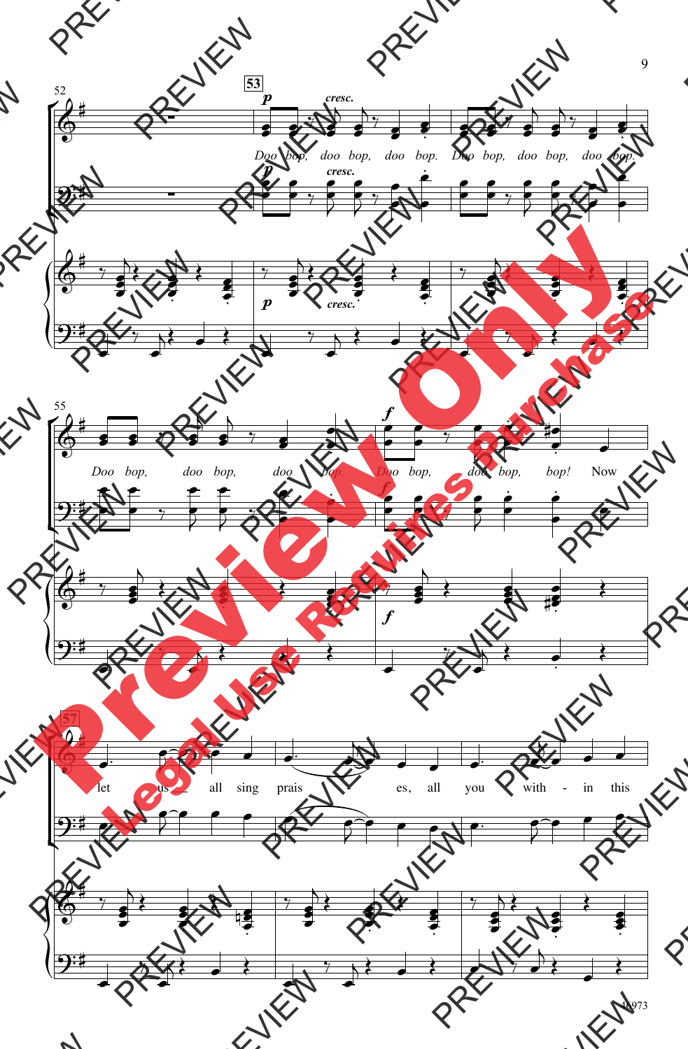52

**53**

*p* *cresc.*

*Doo bop, doo bop, doo bop. Doo bop, doo bop, doo bop.*

55

*f*

*Doo bop, doo bop, doo bop. Doo bop, doo bop, bop! Now*

**57**

*let us all sing prais - es, all you with - in this*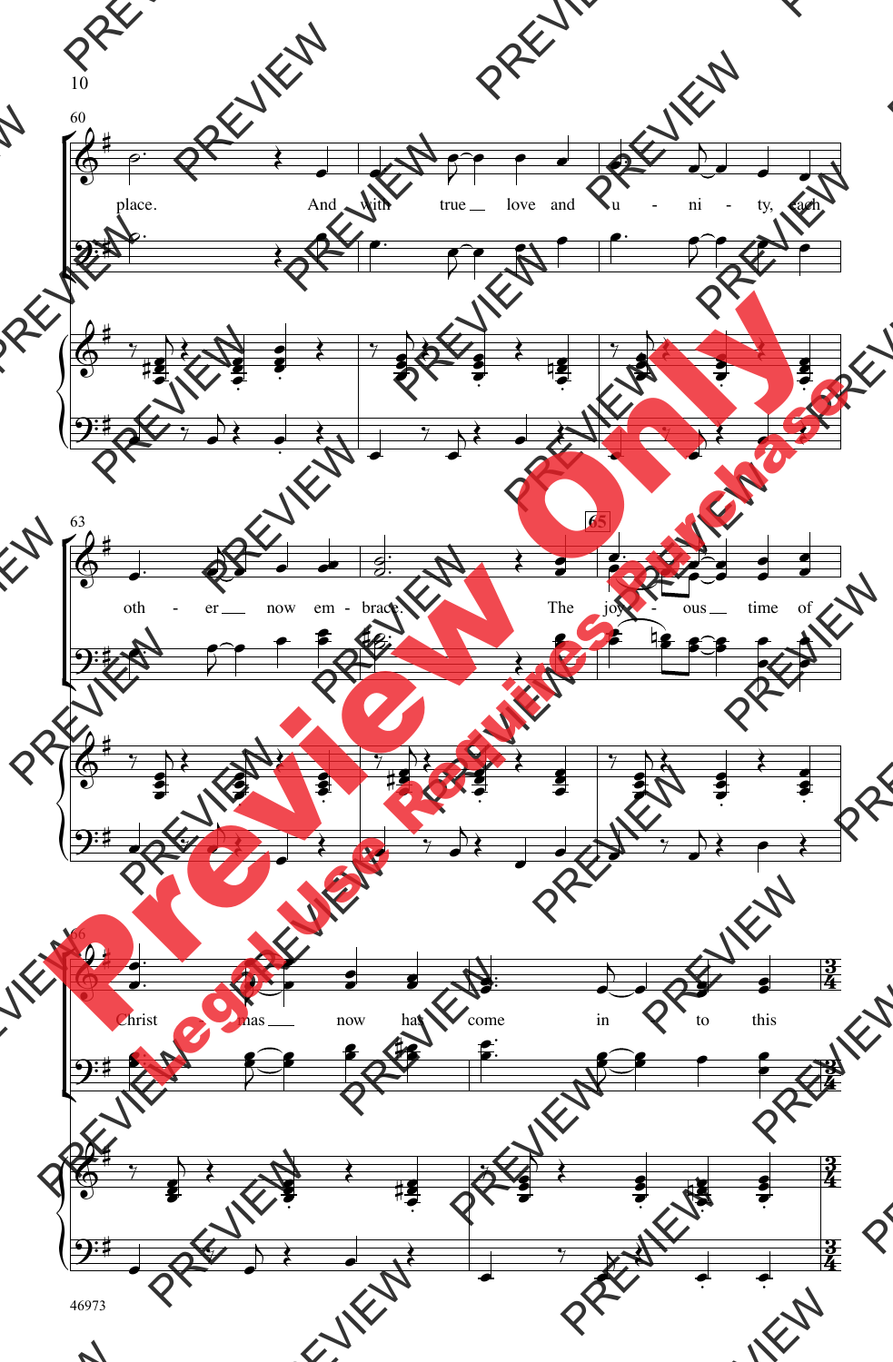place. And with true love and u - ni - ty, each

oth - er now em - brace. The joy - ous time of

Christ - mas now has come in to this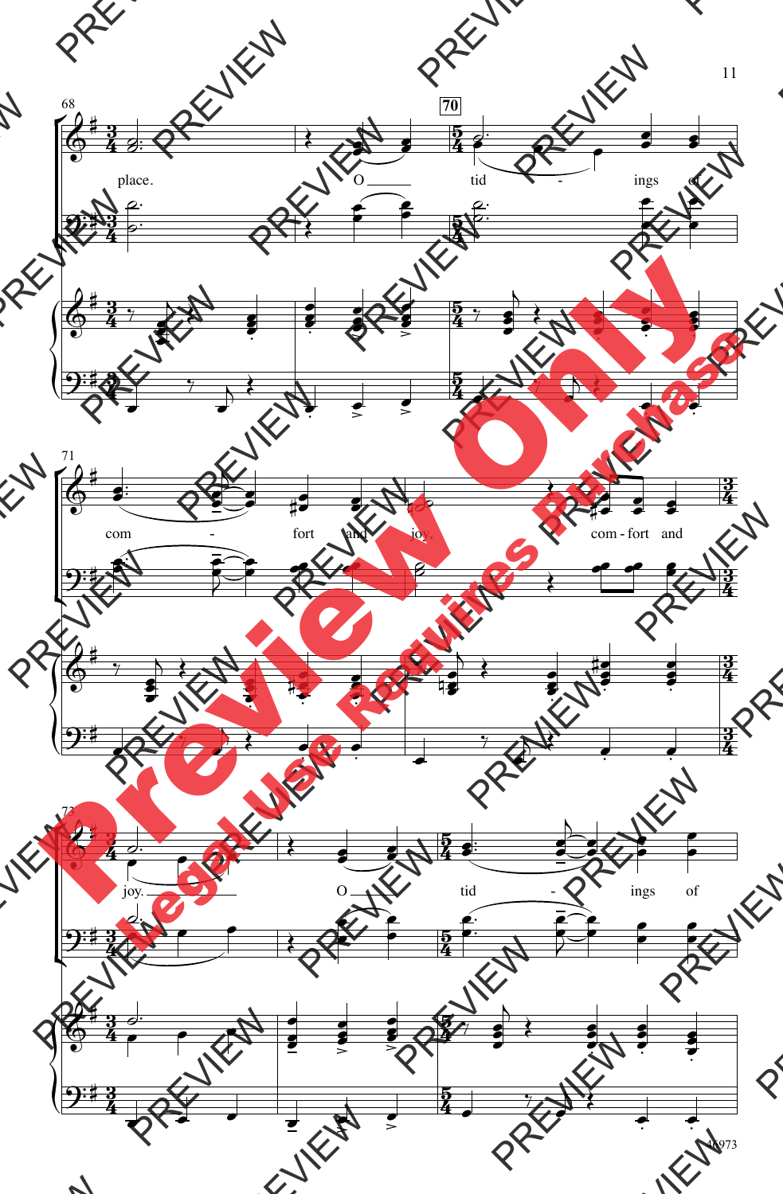place. O tid - ings of

com - fort and joy. com - fort and

joy. O tid - ings of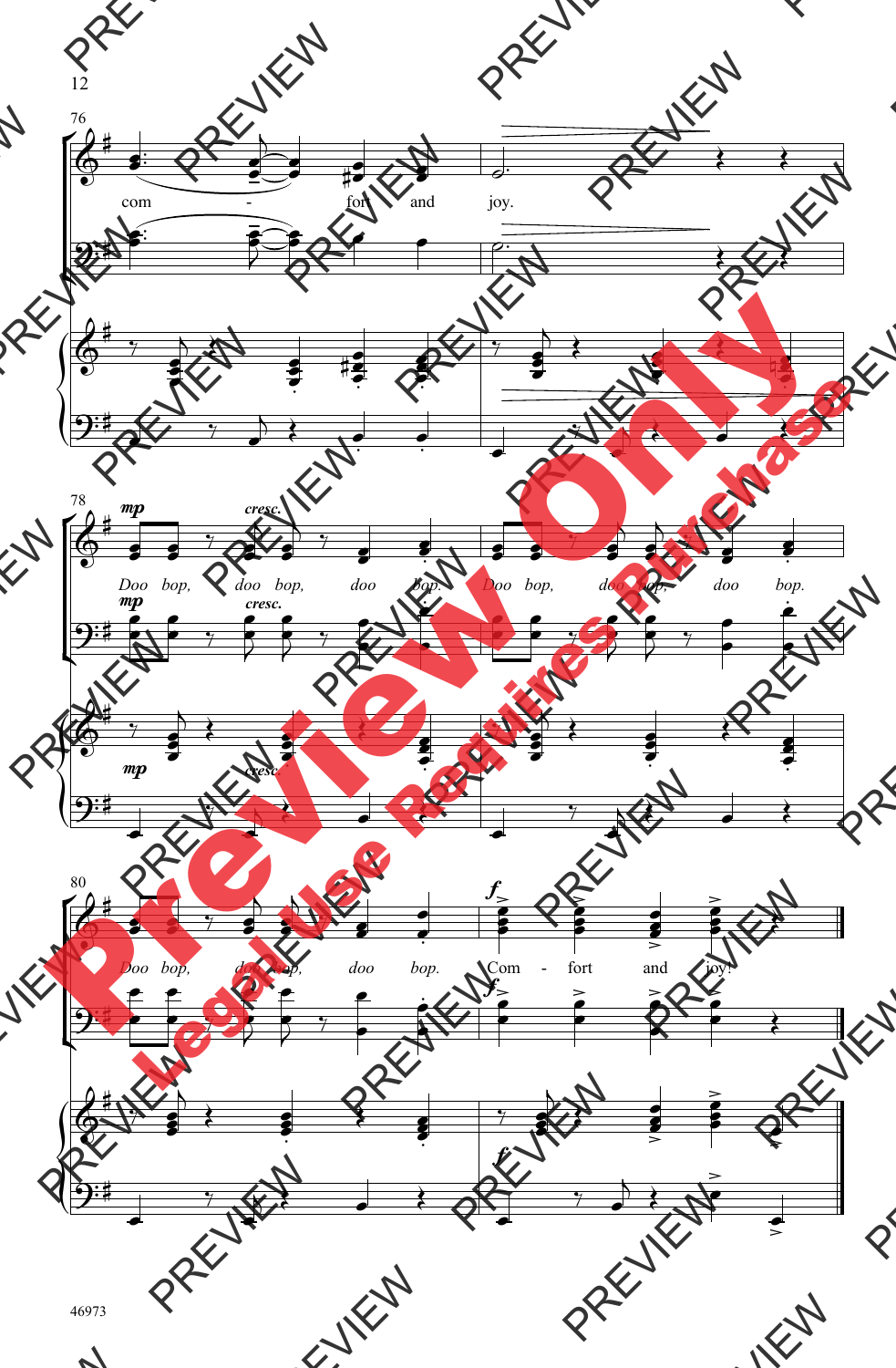76

com - fort and joy.

78

*mp* *cresc.*

Doo bop, doo bop, doo bop. Doo bop, doo bop, doo bop.

80

*f*

Doo bop, doo bop, doo bop. Com - fort and joy!

46973